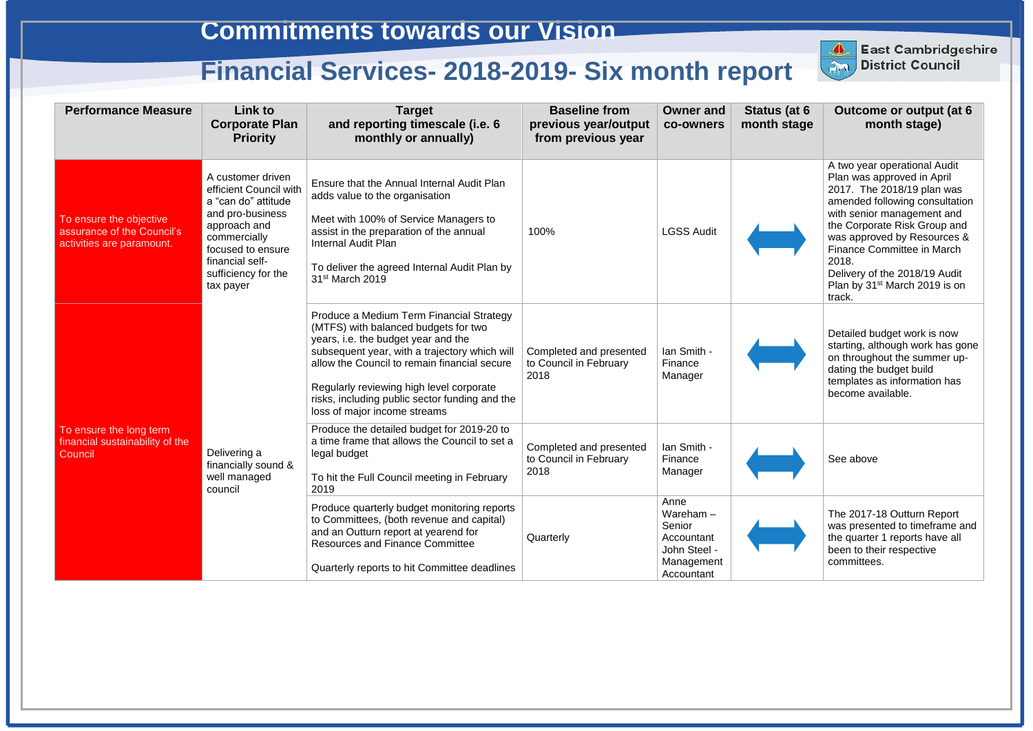# Commitments towards our Vision

# Financial Services- 2018-2019- Six month report

East Cambridgeshire District Council

| Performance Measure | Link to Corporate Plan Priority | Target and reporting timescale (i.e. 6 monthly or annually) | Baseline from previous year/output from previous year | Owner and co-owners | Status (at 6 month stage) | Outcome or output (at 6 month stage) |
|---|---|---|---|---|---|---|
| To ensure the objective assurance of the Council's activities are paramount. | A customer driven efficient Council with a "can do" attitude and pro-business approach and commercially focused to ensure financial self-sufficiency for the tax payer | Ensure that the Annual Internal Audit Plan adds value to the organisation<br><br>Meet with 100% of Service Managers to assist in the preparation of the annual Internal Audit Plan<br><br>To deliver the agreed Internal Audit Plan by 31st March 2019 | 100% | LGSS Audit | ⟷ | A two year operational Audit Plan was approved in April 2017. The 2018/19 plan was amended following consultation with senior management and the Corporate Risk Group and was approved by Resources & Finance Committee in March 2018.<br>Delivery of the 2018/19 Audit Plan by 31st March 2019 is on track. |
| To ensure the long term financial sustainability of the Council | Delivering a financially sound & well managed council | Produce a Medium Term Financial Strategy (MTFS) with balanced budgets for two years, i.e. the budget year and the subsequent year, with a trajectory which will allow the Council to remain financial secure<br><br>Regularly reviewing high level corporate risks, including public sector funding and the loss of major income streams | Completed and presented to Council in February 2018 | Ian Smith - Finance Manager | ⟷ | Detailed budget work is now starting, although work has gone on throughout the summer up-dating the budget build templates as information has become available. |
| | | Produce the detailed budget for 2019-20 to a time frame that allows the Council to set a legal budget<br><br>To hit the Full Council meeting in February 2019 | Completed and presented to Council in February 2018 | Ian Smith - Finance Manager | ⟷ | See above |
| | | Produce quarterly budget monitoring reports to Committees, (both revenue and capital) and an Outturn report at yearend for Resources and Finance Committee<br><br>Quarterly reports to hit Committee deadlines | Quarterly | Anne Wareham – Senior Accountant<br>John Steel - Management Accountant | ⟷ | The 2017-18 Outturn Report was presented to timeframe and the quarter 1 reports have all been to their respective committees. |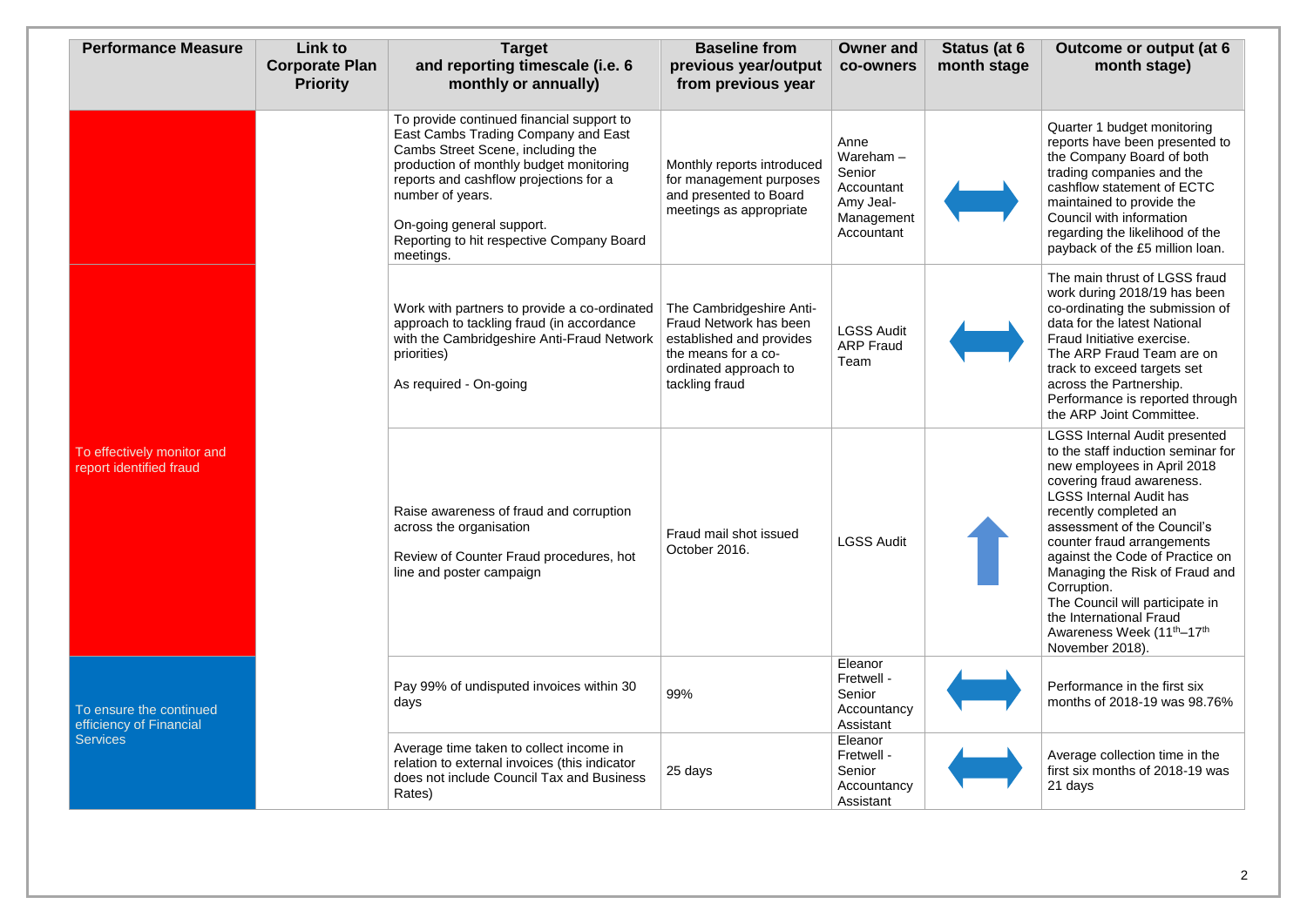| Performance Measure | Link to Corporate Plan Priority | Target and reporting timescale (i.e. 6 monthly or annually) | Baseline from previous year/output from previous year | Owner and co-owners | Status (at 6 month stage) | Outcome or output (at 6 month stage) |
|---|---|---|---|---|---|---|
| | | To provide continued financial support to East Cambs Trading Company and East Cambs Street Scene, including the production of monthly budget monitoring reports and cashflow projections for a number of years.<br><br>On-going general support.<br>Reporting to hit respective Company Board meetings. | Monthly reports introduced for management purposes and presented to Board meetings as appropriate | Anne Wareham – Senior Accountant<br>Amy Jeal- Management Accountant | ⟷ | Quarter 1 budget monitoring reports have been presented to the Company Board of both trading companies and the cashflow statement of ECTC maintained to provide the Council with information regarding the likelihood of the payback of the £5 million loan. |
| To effectively monitor and report identified fraud | | Work with partners to provide a co-ordinated approach to tackling fraud (in accordance with the Cambridgeshire Anti-Fraud Network priorities)<br><br>As required - On-going | The Cambridgeshire Anti-Fraud Network has been established and provides the means for a co-ordinated approach to tackling fraud | LGSS Audit<br>ARP Fraud Team | ⟷ | The main thrust of LGSS fraud work during 2018/19 has been co-ordinating the submission of data for the latest National Fraud Initiative exercise.<br>The ARP Fraud Team are on track to exceed targets set across the Partnership. Performance is reported through the ARP Joint Committee. |
| | | Raise awareness of fraud and corruption across the organisation<br><br>Review of Counter Fraud procedures, hot line and poster campaign | Fraud mail shot issued October 2016. | LGSS Audit | ↑ | LGSS Internal Audit presented to the staff induction seminar for new employees in April 2018 covering fraud awareness.<br>LGSS Internal Audit has recently completed an assessment of the Council's counter fraud arrangements against the Code of Practice on Managing the Risk of Fraud and Corruption.<br>The Council will participate in the International Fraud Awareness Week (11th–17th November 2018). |
| To ensure the continued efficiency of Financial Services | | Pay 99% of undisputed invoices within 30 days | 99% | Eleanor Fretwell - Senior Accountancy Assistant | ⟷ | Performance in the first six months of 2018-19 was 98.76% |
| | | Average time taken to collect income in relation to external invoices (this indicator does not include Council Tax and Business Rates) | 25 days | Eleanor Fretwell - Senior Accountancy Assistant | ⟷ | Average collection time in the first six months of 2018-19 was 21 days |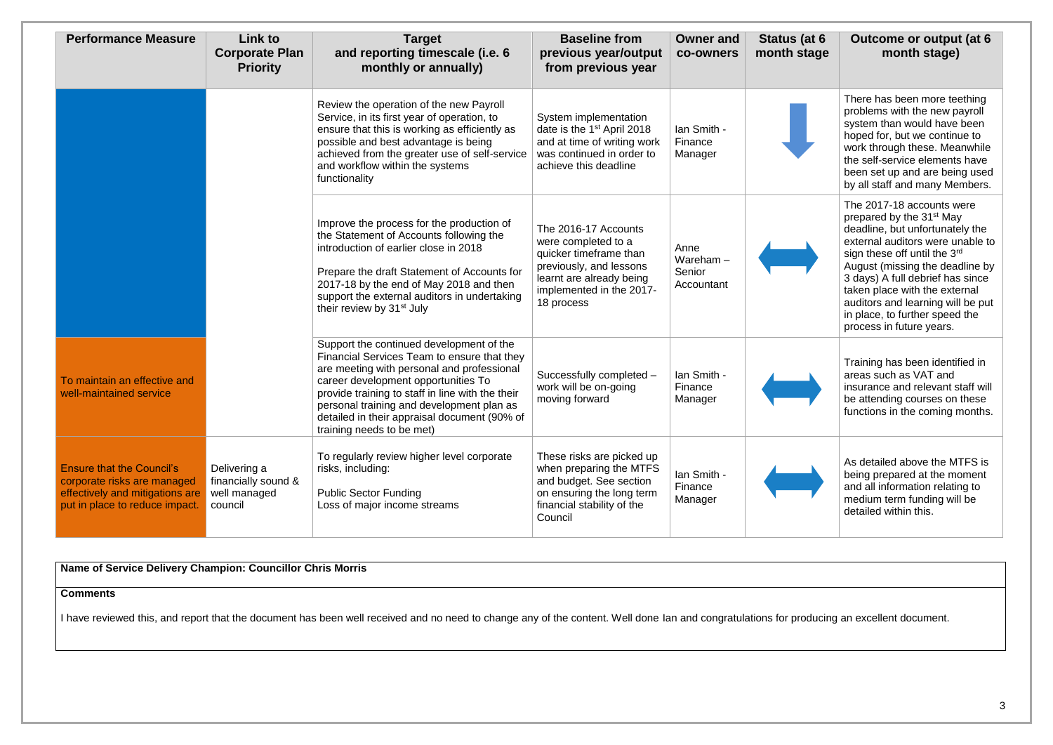| Performance Measure | Link to Corporate Plan Priority | Target and reporting timescale (i.e. 6 monthly or annually) | Baseline from previous year/output from previous year | Owner and co-owners | Status (at 6 month stage) | Outcome or output (at 6 month stage) |
|---|---|---|---|---|---|---|
| | | Review the operation of the new Payroll Service, in its first year of operation, to ensure that this is working as efficiently as possible and best advantage is being achieved from the greater use of self-service and workflow within the systems functionality | System implementation date is the 1st April 2018 and at time of writing work was continued in order to achieve this deadline | Ian Smith - Finance Manager | ↓ | There has been more teething problems with the new payroll system than would have been hoped for, but we continue to work through these. Meanwhile the self-service elements have been set up and are being used by all staff and many Members. |
| | | Improve the process for the production of the Statement of Accounts following the introduction of earlier close in 2018<br><br>Prepare the draft Statement of Accounts for 2017-18 by the end of May 2018 and then support the external auditors in undertaking their review by 31st July | The 2016-17 Accounts were completed to a quicker timeframe than previously, and lessons learnt are already being implemented in the 2017-18 process | Anne Wareham – Senior Accountant | ↔ | The 2017-18 accounts were prepared by the 31st May deadline, but unfortunately the external auditors were unable to sign these off until the 3rd August (missing the deadline by 3 days) A full debrief has since taken place with the external auditors and learning will be put in place, to further speed the process in future years. |
| To maintain an effective and well-maintained service | | Support the continued development of the Financial Services Team to ensure that they are meeting with personal and professional career development opportunities To provide training to staff in line with the their personal training and development plan as detailed in their appraisal document (90% of training needs to be met) | Successfully completed – work will be on-going moving forward | Ian Smith - Finance Manager | ↔ | Training has been identified in areas such as VAT and insurance and relevant staff will be attending courses on these functions in the coming months. |
| Ensure that the Council's corporate risks are managed effectively and mitigations are put in place to reduce impact. | Delivering a financially sound & well managed council | To regularly review higher level corporate risks, including:<br><br>Public Sector Funding<br>Loss of major income streams | These risks are picked up when preparing the MTFS and budget. See section on ensuring the long term financial stability of the Council | Ian Smith - Finance Manager | ↔ | As detailed above the MTFS is being prepared at the moment and all information relating to medium term funding will be detailed within this. |

**Name of Service Delivery Champion: Councillor Chris Morris**

**Comments**

I have reviewed this, and report that the document has been well received and no need to change any of the content. Well done Ian and congratulations for producing an excellent document.